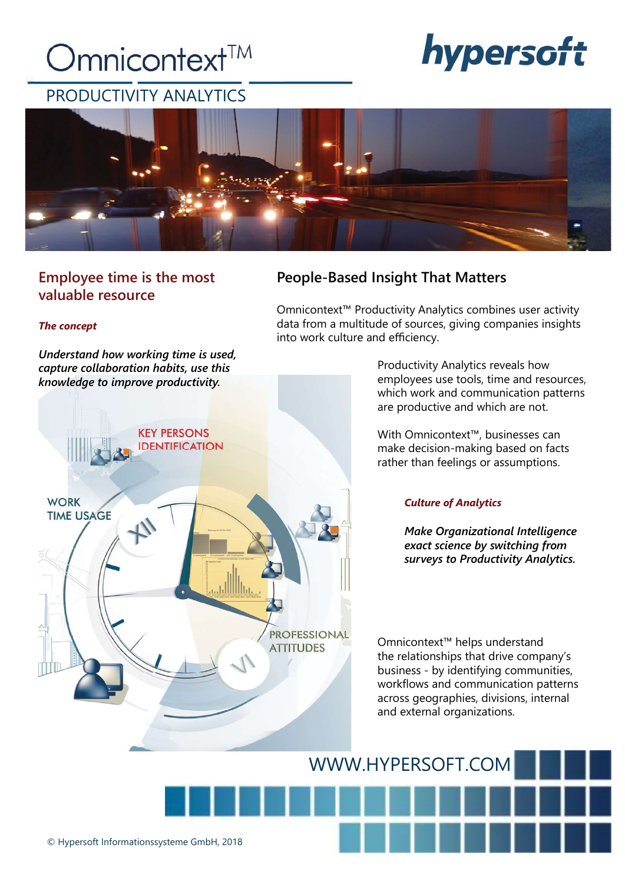# Omnicontext™

hypersoft

## PRODUCTIVITY ANALYTICS

## Employee time is the most valuable resource

***The concept***

***Understand how working time is used, capture collaboration habits, use this knowledge to improve productivity.***

KEY PERSONS IDENTIFICATION

WORK TIME USAGE

PROFESSIONAL ATTITUDES

## People-Based Insight That Matters

Omnicontext™ Productivity Analytics combines user activity data from a multitude of sources, giving companies insights into work culture and efficiency.

Productivity Analytics reveals how employees use tools, time and resources, which work and communication patterns are productive and which are not.

With Omnicontext™, businesses can make decision-making based on facts rather than feelings or assumptions.

***Culture of Analytics***

***Make Organizational Intelligence exact science by switching from surveys to Productivity Analytics.***

Omnicontext™ helps understand the relationships that drive company's business - by identifying communities, workflows and communication patterns across geographies, divisions, internal and external organizations.

WWW.HYPERSOFT.COM

© Hypersoft Informationssysteme GmbH, 2018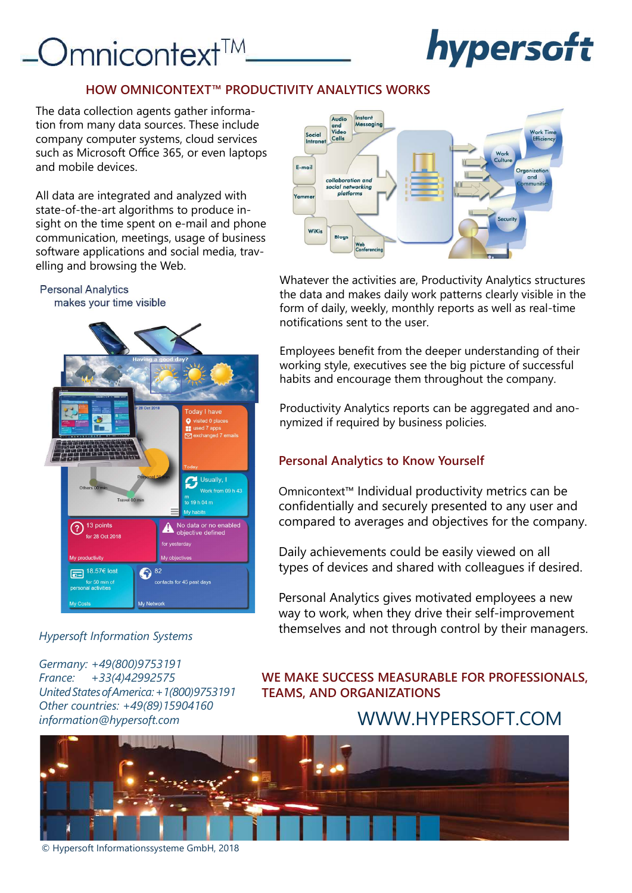Omnicontext™

hypersoft

## HOW OMNICONTEXT™ PRODUCTIVITY ANALYTICS WORKS

The data collection agents gather information from many data sources. These include company computer systems, cloud services such as Microsoft Office 365, or even laptops and mobile devices.

All data are integrated and analyzed with state-of-the-art algorithms to produce insight on the time spent on e-mail and phone communication, meetings, usage of business software applications and social media, travelling and browsing the Web.

Personal Analytics
makes your time visible

Whatever the activities are, Productivity Analytics structures the data and makes daily work patterns clearly visible in the form of daily, weekly, monthly reports as well as real-time notifications sent to the user.

Employees benefit from the deeper understanding of their working style, executives see the big picture of successful habits and encourage them throughout the company.

Productivity Analytics reports can be aggregated and anonymized if required by business policies.

## Personal Analytics to Know Yourself

Omnicontext™ Individual productivity metrics can be confidentially and securely presented to any user and compared to averages and objectives for the company.

Daily achievements could be easily viewed on all types of devices and shared with colleagues if desired.

Personal Analytics gives motivated employees a new way to work, when they drive their self-improvement themselves and not through control by their managers.

*Hypersoft Information Systems*

*Germany: +49(800)9753191*
*France: +33(4)42992575*
*United States of America: +1(800)9753191*
*Other countries: +49(89)15904160*
*information@hypersoft.com*

**WE MAKE SUCCESS MEASURABLE FOR PROFESSIONALS, TEAMS, AND ORGANIZATIONS**

WWW.HYPERSOFT.COM

© Hypersoft Informationssysteme GmbH, 2018